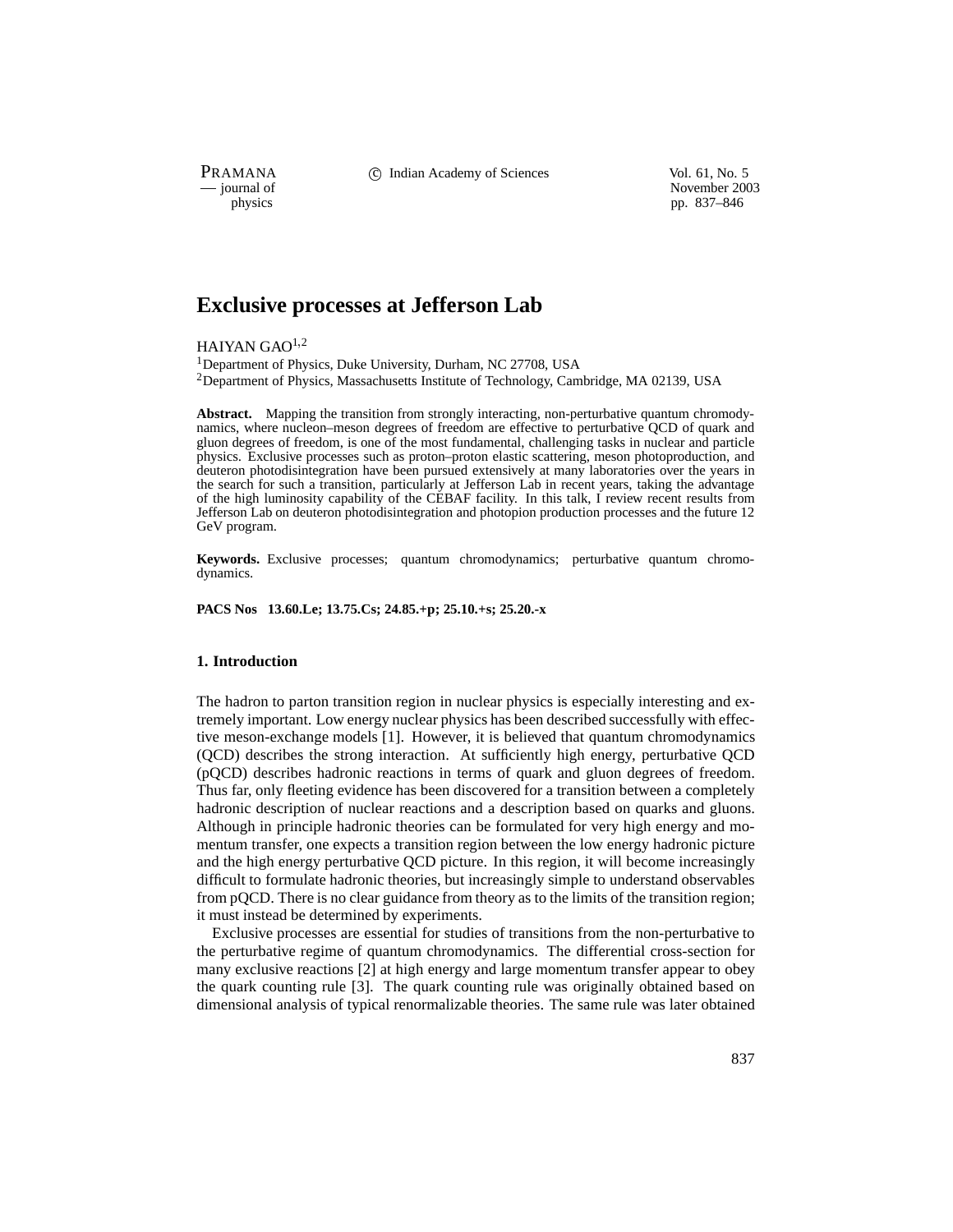# Exclusive processes at Jefferson Lab

HAIYAN GAO[1,2]

[1]Department of Physics, Duke University, Durham, NC 27708, USA
[2]Department of Physics, Massachusetts Institute of Technology, Cambridge, MA 02139, USA

**Abstract.** Mapping the transition from strongly interacting, non-perturbative quantum chromodynamics, where nucleon–meson degrees of freedom are effective to perturbative QCD of quark and gluon degrees of freedom, is one of the most fundamental, challenging tasks in nuclear and particle physics. Exclusive processes such as proton–proton elastic scattering, meson photoproduction, and deuteron photodisintegration have been pursued extensively at many laboratories over the years in the search for such a transition, particularly at Jefferson Lab in recent years, taking the advantage of the high luminosity capability of the CEBAF facility. In this talk, I review recent results from Jefferson Lab on deuteron photodisintegration and photopion production processes and the future 12 GeV program.

**Keywords.** Exclusive processes; quantum chromodynamics; perturbative quantum chromodynamics.

**PACS Nos** **13.60.Le; 13.75.Cs; 24.85.+p; 25.10.+s; 25.20.-x**

## 1. Introduction

The hadron to parton transition region in nuclear physics is especially interesting and extremely important. Low energy nuclear physics has been described successfully with effective meson-exchange models [1]. However, it is believed that quantum chromodynamics (QCD) describes the strong interaction. At sufficiently high energy, perturbative QCD (pQCD) describes hadronic reactions in terms of quark and gluon degrees of freedom. Thus far, only fleeting evidence has been discovered for a transition between a completely hadronic description of nuclear reactions and a description based on quarks and gluons. Although in principle hadronic theories can be formulated for very high energy and momentum transfer, one expects a transition region between the low energy hadronic picture and the high energy perturbative QCD picture. In this region, it will become increasingly difficult to formulate hadronic theories, but increasingly simple to understand observables from pQCD. There is no clear guidance from theory as to the limits of the transition region; it must instead be determined by experiments.

Exclusive processes are essential for studies of transitions from the non-perturbative to the perturbative regime of quantum chromodynamics. The differential cross-section for many exclusive reactions [2] at high energy and large momentum transfer appear to obey the quark counting rule [3]. The quark counting rule was originally obtained based on dimensional analysis of typical renormalizable theories. The same rule was later obtained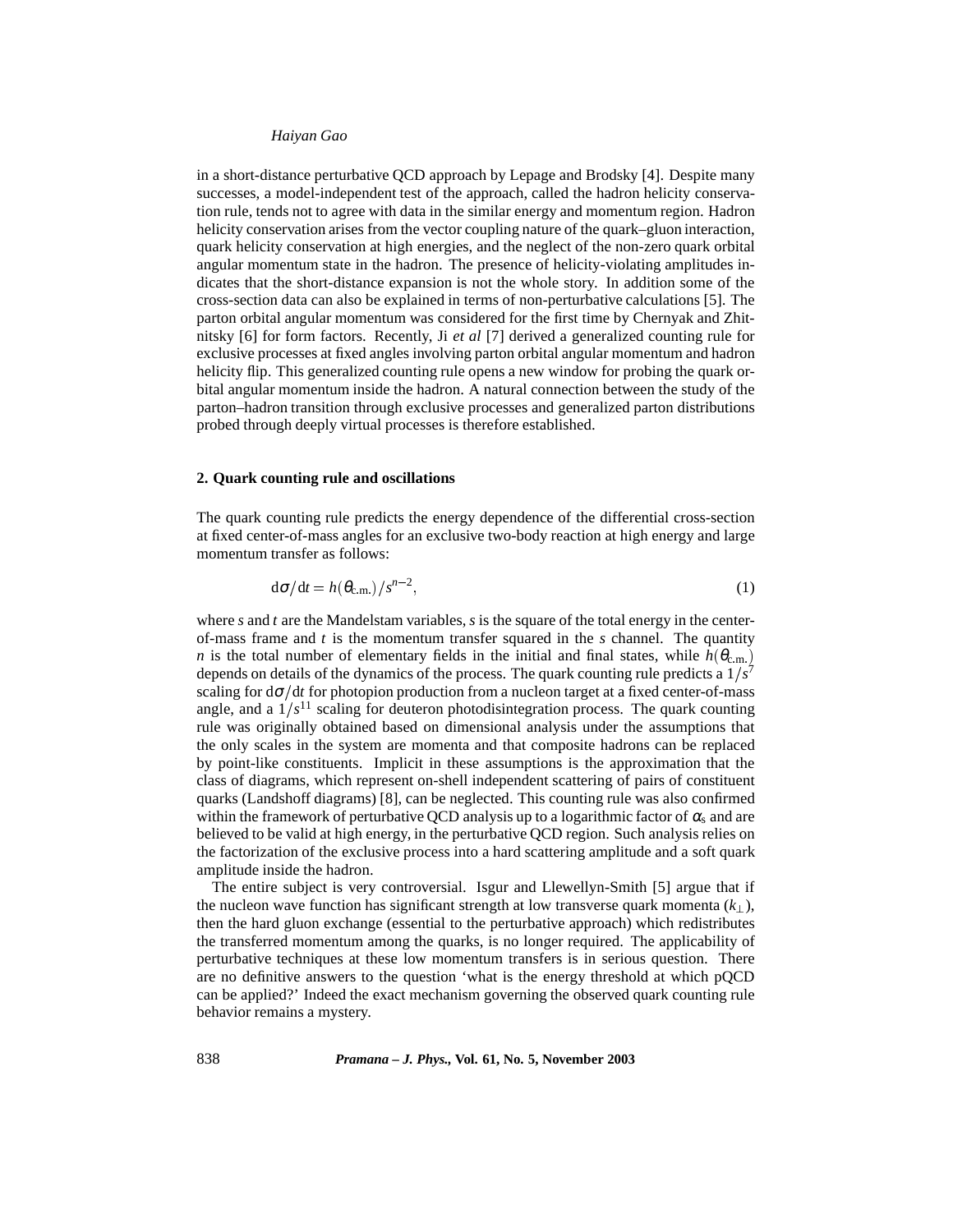in a short-distance perturbative QCD approach by Lepage and Brodsky [4]. Despite many successes, a model-independent test of the approach, called the hadron helicity conservation rule, tends not to agree with data in the similar energy and momentum region. Hadron helicity conservation arises from the vector coupling nature of the quark–gluon interaction, quark helicity conservation at high energies, and the neglect of the non-zero quark orbital angular momentum state in the hadron. The presence of helicity-violating amplitudes indicates that the short-distance expansion is not the whole story. In addition some of the cross-section data can also be explained in terms of non-perturbative calculations [5]. The parton orbital angular momentum was considered for the first time by Chernyak and Zhitnitsky [6] for form factors. Recently, Ji *et al* [7] derived a generalized counting rule for exclusive processes at fixed angles involving parton orbital angular momentum and hadron helicity flip. This generalized counting rule opens a new window for probing the quark orbital angular momentum inside the hadron. A natural connection between the study of the parton–hadron transition through exclusive processes and generalized parton distributions probed through deeply virtual processes is therefore established.

## 2. Quark counting rule and oscillations

The quark counting rule predicts the energy dependence of the differential cross-section at fixed center-of-mass angles for an exclusive two-body reaction at high energy and large momentum transfer as follows:

$$d\sigma/dt = h(\theta_{\text{c.m.}})/s^{n-2}, \tag{1}$$

where $s$ and $t$ are the Mandelstam variables, $s$ is the square of the total energy in the center-of-mass frame and $t$ is the momentum transfer squared in the $s$ channel. The quantity $n$ is the total number of elementary fields in the initial and final states, while $h(\theta_{\text{c.m.}})$ depends on details of the dynamics of the process. The quark counting rule predicts a $1/s^7$ scaling for $d\sigma/dt$ for photopion production from a nucleon target at a fixed center-of-mass angle, and a $1/s^{11}$ scaling for deuteron photodisintegration process. The quark counting rule was originally obtained based on dimensional analysis under the assumptions that the only scales in the system are momenta and that composite hadrons can be replaced by point-like constituents. Implicit in these assumptions is the approximation that the class of diagrams, which represent on-shell independent scattering of pairs of constituent quarks (Landshoff diagrams) [8], can be neglected. This counting rule was also confirmed within the framework of perturbative QCD analysis up to a logarithmic factor of $\alpha_s$ and are believed to be valid at high energy, in the perturbative QCD region. Such analysis relies on the factorization of the exclusive process into a hard scattering amplitude and a soft quark amplitude inside the hadron.

The entire subject is very controversial. Isgur and Llewellyn-Smith [5] argue that if the nucleon wave function has significant strength at low transverse quark momenta ($k_\perp$), then the hard gluon exchange (essential to the perturbative approach) which redistributes the transferred momentum among the quarks, is no longer required. The applicability of perturbative techniques at these low momentum transfers is in serious question. There are no definitive answers to the question 'what is the energy threshold at which pQCD can be applied?' Indeed the exact mechanism governing the observed quark counting rule behavior remains a mystery.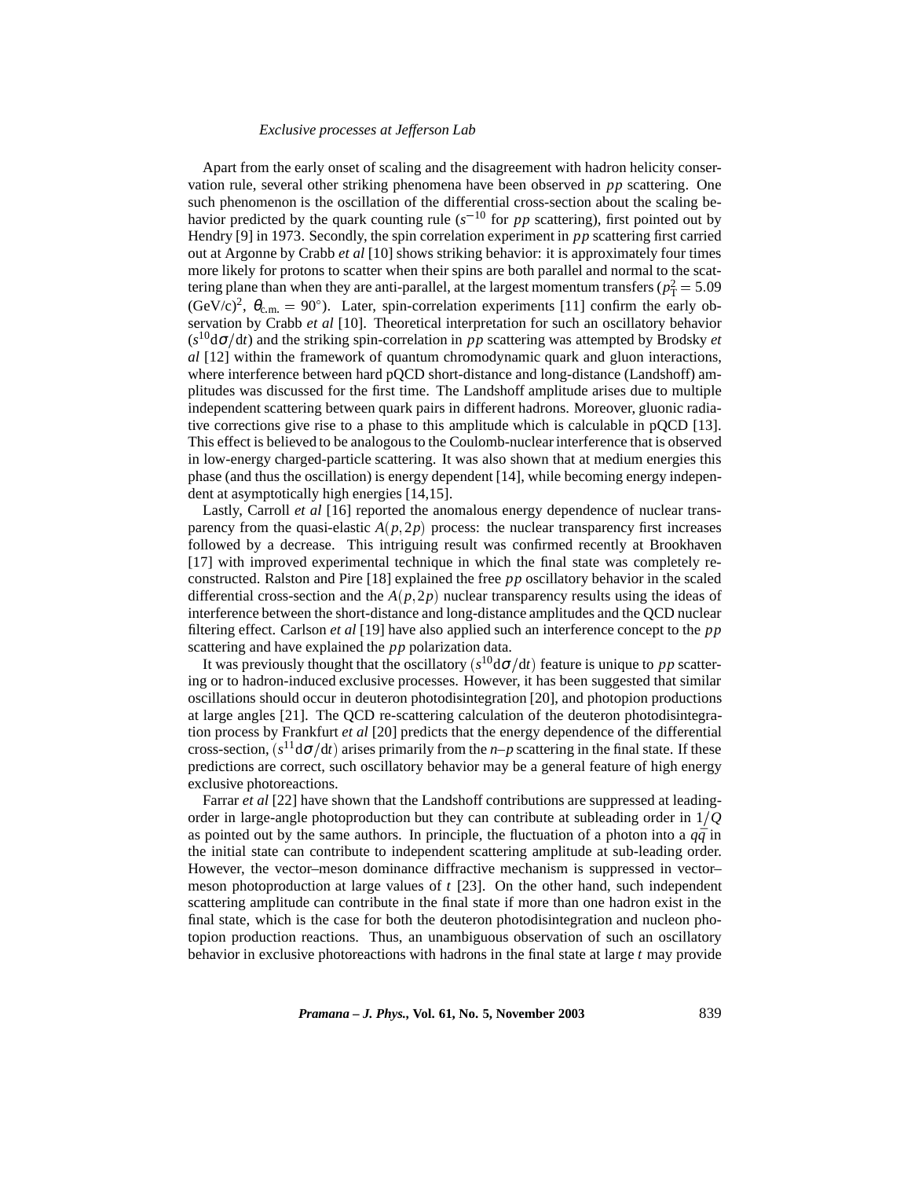Apart from the early onset of scaling and the disagreement with hadron helicity conservation rule, several other striking phenomena have been observed in $pp$ scattering. One such phenomenon is the oscillation of the differential cross-section about the scaling behavior predicted by the quark counting rule ($s^{-10}$ for $pp$ scattering), first pointed out by Hendry [9] in 1973. Secondly, the spin correlation experiment in $pp$ scattering first carried out at Argonne by Crabb *et al* [10] shows striking behavior: it is approximately four times more likely for protons to scatter when their spins are both parallel and normal to the scattering plane than when they are anti-parallel, at the largest momentum transfers ($p_{\mathrm{T}}^2 = 5.09$ (GeV/c)$^2$, $\theta_{\mathrm{c.m.}} = 90°$). Later, spin-correlation experiments [11] confirm the early observation by Crabb *et al* [10]. Theoretical interpretation for such an oscillatory behavior ($s^{10}\mathrm{d}\sigma/\mathrm{d}t$) and the striking spin-correlation in $pp$ scattering was attempted by Brodsky *et al* [12] within the framework of quantum chromodynamic quark and gluon interactions, where interference between hard pQCD short-distance and long-distance (Landshoff) amplitudes was discussed for the first time. The Landshoff amplitude arises due to multiple independent scattering between quark pairs in different hadrons. Moreover, gluonic radiative corrections give rise to a phase to this amplitude which is calculable in pQCD [13]. This effect is believed to be analogous to the Coulomb-nuclear interference that is observed in low-energy charged-particle scattering. It was also shown that at medium energies this phase (and thus the oscillation) is energy dependent [14], while becoming energy independent at asymptotically high energies [14,15].

Lastly, Carroll *et al* [16] reported the anomalous energy dependence of nuclear transparency from the quasi-elastic $A(p,2p)$ process: the nuclear transparency first increases followed by a decrease. This intriguing result was confirmed recently at Brookhaven [17] with improved experimental technique in which the final state was completely reconstructed. Ralston and Pire [18] explained the free $pp$ oscillatory behavior in the scaled differential cross-section and the $A(p,2p)$ nuclear transparency results using the ideas of interference between the short-distance and long-distance amplitudes and the QCD nuclear filtering effect. Carlson *et al* [19] have also applied such an interference concept to the $pp$ scattering and have explained the $pp$ polarization data.

It was previously thought that the oscillatory ($s^{10}\mathrm{d}\sigma/\mathrm{d}t$) feature is unique to $pp$ scattering or to hadron-induced exclusive processes. However, it has been suggested that similar oscillations should occur in deuteron photodisintegration [20], and photopion productions at large angles [21]. The QCD re-scattering calculation of the deuteron photodisintegration process by Frankfurt *et al* [20] predicts that the energy dependence of the differential cross-section, ($s^{11}\mathrm{d}\sigma/\mathrm{d}t$) arises primarily from the $n$–$p$ scattering in the final state. If these predictions are correct, such oscillatory behavior may be a general feature of high energy exclusive photoreactions.

Farrar *et al* [22] have shown that the Landshoff contributions are suppressed at leading-order in large-angle photoproduction but they can contribute at subleading order in $1/Q$ as pointed out by the same authors. In principle, the fluctuation of a photon into a $q\bar{q}$ in the initial state can contribute to independent scattering amplitude at sub-leading order. However, the vector–meson dominance diffractive mechanism is suppressed in vector–meson photoproduction at large values of $t$ [23]. On the other hand, such independent scattering amplitude can contribute in the final state if more than one hadron exist in the final state, which is the case for both the deuteron photodisintegration and nucleon photopion production reactions. Thus, an unambiguous observation of such an oscillatory behavior in exclusive photoreactions with hadrons in the final state at large $t$ may provide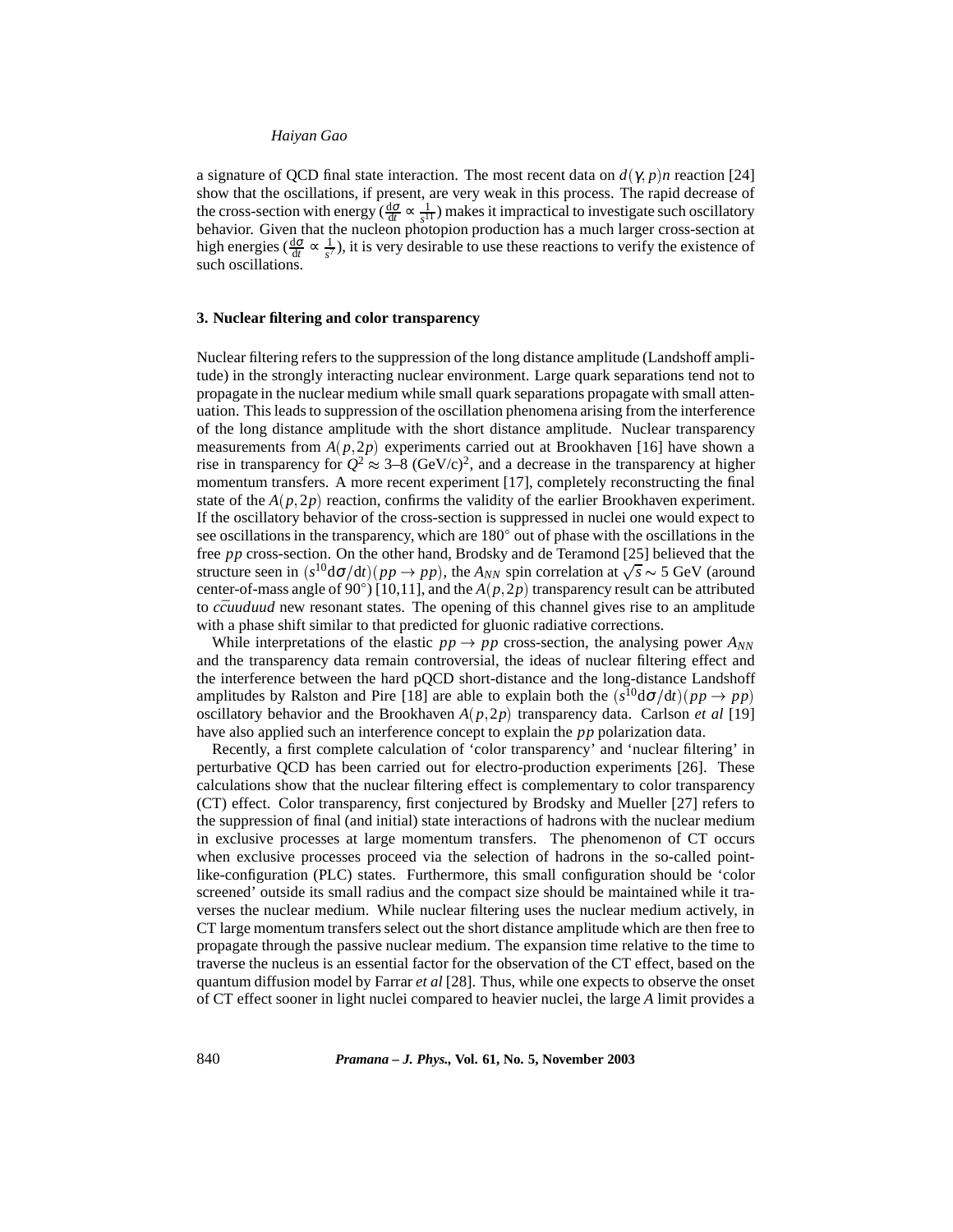a signature of QCD final state interaction. The most recent data on $d(\gamma,p)n$ reaction [24] show that the oscillations, if present, are very weak in this process. The rapid decrease of the cross-section with energy ($\frac{d\sigma}{dt} \propto \frac{1}{s^{11}}$) makes it impractical to investigate such oscillatory behavior. Given that the nucleon photopion production has a much larger cross-section at high energies ($\frac{d\sigma}{dt} \propto \frac{1}{s^7}$), it is very desirable to use these reactions to verify the existence of such oscillations.

## 3. Nuclear filtering and color transparency

Nuclear filtering refers to the suppression of the long distance amplitude (Landshoff amplitude) in the strongly interacting nuclear environment. Large quark separations tend not to propagate in the nuclear medium while small quark separations propagate with small attenuation. This leads to suppression of the oscillation phenomena arising from the interference of the long distance amplitude with the short distance amplitude. Nuclear transparency measurements from $A(p,2p)$ experiments carried out at Brookhaven [16] have shown a rise in transparency for $Q^2 \approx 3$–$8$ (GeV/c)$^2$, and a decrease in the transparency at higher momentum transfers. A more recent experiment [17], completely reconstructing the final state of the $A(p,2p)$ reaction, confirms the validity of the earlier Brookhaven experiment. If the oscillatory behavior of the cross-section is suppressed in nuclei one would expect to see oscillations in the transparency, which are $180^\circ$ out of phase with the oscillations in the free $pp$ cross-section. On the other hand, Brodsky and de Teramond [25] believed that the structure seen in $(s^{10}\mathrm{d}\sigma/\mathrm{d}t)(pp \to pp)$, the $A_{NN}$ spin correlation at $\sqrt{s} \sim 5$ GeV (around center-of-mass angle of $90^\circ$) [10,11], and the $A(p,2p)$ transparency result can be attributed to $c\bar{c}uuduud$ new resonant states. The opening of this channel gives rise to an amplitude with a phase shift similar to that predicted for gluonic radiative corrections.

While interpretations of the elastic $pp \to pp$ cross-section, the analysing power $A_{NN}$ and the transparency data remain controversial, the ideas of nuclear filtering effect and the interference between the hard pQCD short-distance and the long-distance Landshoff amplitudes by Ralston and Pire [18] are able to explain both the $(s^{10}\mathrm{d}\sigma/\mathrm{d}t)(pp \to pp)$ oscillatory behavior and the Brookhaven $A(p,2p)$ transparency data. Carlson *et al* [19] have also applied such an interference concept to explain the $pp$ polarization data.

Recently, a first complete calculation of 'color transparency' and 'nuclear filtering' in perturbative QCD has been carried out for electro-production experiments [26]. These calculations show that the nuclear filtering effect is complementary to color transparency (CT) effect. Color transparency, first conjectured by Brodsky and Mueller [27] refers to the suppression of final (and initial) state interactions of hadrons with the nuclear medium in exclusive processes at large momentum transfers. The phenomenon of CT occurs when exclusive processes proceed via the selection of hadrons in the so-called point-like-configuration (PLC) states. Furthermore, this small configuration should be 'color screened' outside its small radius and the compact size should be maintained while it traverses the nuclear medium. While nuclear filtering uses the nuclear medium actively, in CT large momentum transfers select out the short distance amplitude which are then free to propagate through the passive nuclear medium. The expansion time relative to the time to traverse the nucleus is an essential factor for the observation of the CT effect, based on the quantum diffusion model by Farrar *et al* [28]. Thus, while one expects to observe the onset of CT effect sooner in light nuclei compared to heavier nuclei, the large $A$ limit provides a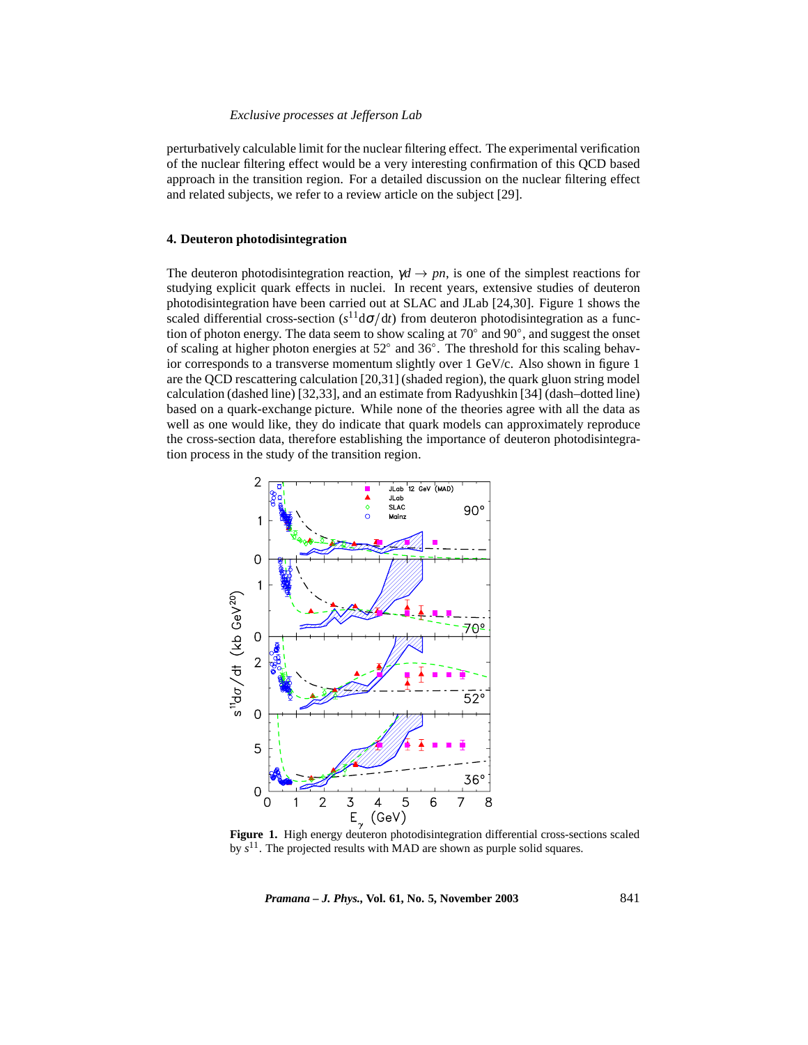perturbatively calculable limit for the nuclear filtering effect. The experimental verification of the nuclear filtering effect would be a very interesting confirmation of this QCD based approach in the transition region. For a detailed discussion on the nuclear filtering effect and related subjects, we refer to a review article on the subject [29].

## 4. Deuteron photodisintegration

The deuteron photodisintegration reaction, $\gamma d \rightarrow pn$, is one of the simplest reactions for studying explicit quark effects in nuclei. In recent years, extensive studies of deuteron photodisintegration have been carried out at SLAC and JLab [24,30]. Figure 1 shows the scaled differential cross-section ($s^{11}\mathrm{d}\sigma/\mathrm{d}t$) from deuteron photodisintegration as a function of photon energy. The data seem to show scaling at 70° and 90°, and suggest the onset of scaling at higher photon energies at 52° and 36°. The threshold for this scaling behavior corresponds to a transverse momentum slightly over 1 GeV/c. Also shown in figure 1 are the QCD rescattering calculation [20,31] (shaded region), the quark gluon string model calculation (dashed line) [32,33], and an estimate from Radyushkin [34] (dash–dotted line) based on a quark-exchange picture. While none of the theories agree with all the data as well as one would like, they do indicate that quark models can approximately reproduce the cross-section data, therefore establishing the importance of deuteron photodisintegration process in the study of the transition region.

**Figure 1.** High energy deuteron photodisintegration differential cross-sections scaled by $s^{11}$. The projected results with MAD are shown as purple solid squares.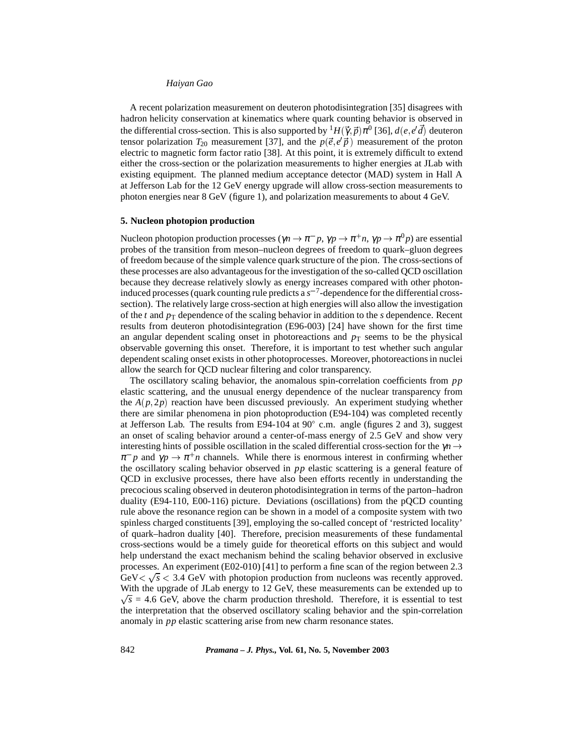A recent polarization measurement on deuteron photodisintegration [35] disagrees with hadron helicity conservation at kinematics where quark counting behavior is observed in the differential cross-section. This is also supported by ${}^1H(\vec{\gamma},\vec{p})\pi^0$ [36], $d(e,e'\vec{d})$ deuteron tensor polarization $T_{20}$ measurement [37], and the $p(\vec{e},e'\vec{p})$ measurement of the proton electric to magnetic form factor ratio [38]. At this point, it is extremely difficult to extend either the cross-section or the polarization measurements to higher energies at JLab with existing equipment. The planned medium acceptance detector (MAD) system in Hall A at Jefferson Lab for the 12 GeV energy upgrade will allow cross-section measurements to photon energies near 8 GeV (figure 1), and polarization measurements to about 4 GeV.

## 5. Nucleon photopion production

Nucleon photopion production processes ($\gamma n \to \pi^- p$, $\gamma p \to \pi^+ n$, $\gamma p \to \pi^0 p$) are essential probes of the transition from meson–nucleon degrees of freedom to quark–gluon degrees of freedom because of the simple valence quark structure of the pion. The cross-sections of these processes are also advantageous for the investigation of the so-called QCD oscillation because they decrease relatively slowly as energy increases compared with other photon-induced processes (quark counting rule predicts a $s^{-7}$-dependence for the differential cross-section). The relatively large cross-section at high energies will also allow the investigation of the $t$ and $p_T$ dependence of the scaling behavior in addition to the $s$ dependence. Recent results from deuteron photodisintegration (E96-003) [24] have shown for the first time an angular dependent scaling onset in photoreactions and $p_T$ seems to be the physical observable governing this onset. Therefore, it is important to test whether such angular dependent scaling onset exists in other photoprocesses. Moreover, photoreactions in nuclei allow the search for QCD nuclear filtering and color transparency.

The oscillatory scaling behavior, the anomalous spin-correlation coefficients from $pp$ elastic scattering, and the unusual energy dependence of the nuclear transparency from the $A(p,2p)$ reaction have been discussed previously. An experiment studying whether there are similar phenomena in pion photoproduction (E94-104) was completed recently at Jefferson Lab. The results from E94-104 at 90° c.m. angle (figures 2 and 3), suggest an onset of scaling behavior around a center-of-mass energy of 2.5 GeV and show very interesting hints of possible oscillation in the scaled differential cross-section for the $\gamma n \to \pi^- p$ and $\gamma p \to \pi^+ n$ channels. While there is enormous interest in confirming whether the oscillatory scaling behavior observed in $pp$ elastic scattering is a general feature of QCD in exclusive processes, there have also been efforts recently in understanding the precocious scaling observed in deuteron photodisintegration in terms of the parton–hadron duality (E94-110, E00-116) picture. Deviations (oscillations) from the pQCD counting rule above the resonance region can be shown in a model of a composite system with two spinless charged constituents [39], employing the so-called concept of 'restricted locality' of quark–hadron duality [40]. Therefore, precision measurements of these fundamental cross-sections would be a timely guide for theoretical efforts on this subject and would help understand the exact mechanism behind the scaling behavior observed in exclusive processes. An experiment (E02-010) [41] to perform a fine scan of the region between 2.3 GeV$< \sqrt{s} <$ 3.4 GeV with photopion production from nucleons was recently approved. With the upgrade of JLab energy to 12 GeV, these measurements can be extended up to $\sqrt{s}$ = 4.6 GeV, above the charm production threshold. Therefore, it is essential to test the interpretation that the observed oscillatory scaling behavior and the spin-correlation anomaly in $pp$ elastic scattering arise from new charm resonance states.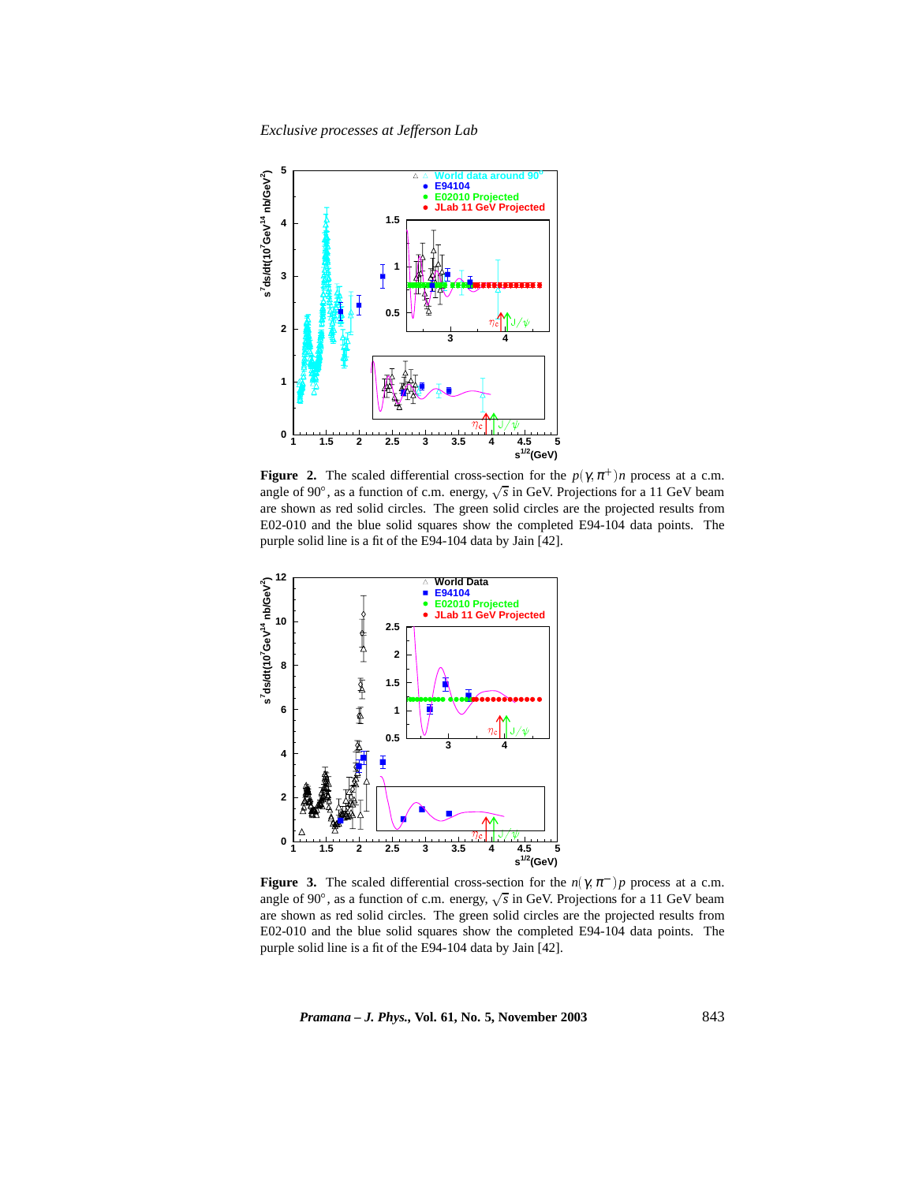**Figure 2.** The scaled differential cross-section for the $p(\gamma,\pi^+)n$ process at a c.m. angle of 90°, as a function of c.m. energy, $\sqrt{s}$ in GeV. Projections for a 11 GeV beam are shown as red solid circles. The green solid circles are the projected results from E02-010 and the blue solid squares show the completed E94-104 data points. The purple solid line is a fit of the E94-104 data by Jain [42].

**Figure 3.** The scaled differential cross-section for the $n(\gamma,\pi^-)p$ process at a c.m. angle of 90°, as a function of c.m. energy, $\sqrt{s}$ in GeV. Projections for a 11 GeV beam are shown as red solid circles. The green solid circles are the projected results from E02-010 and the blue solid squares show the completed E94-104 data points. The purple solid line is a fit of the E94-104 data by Jain [42].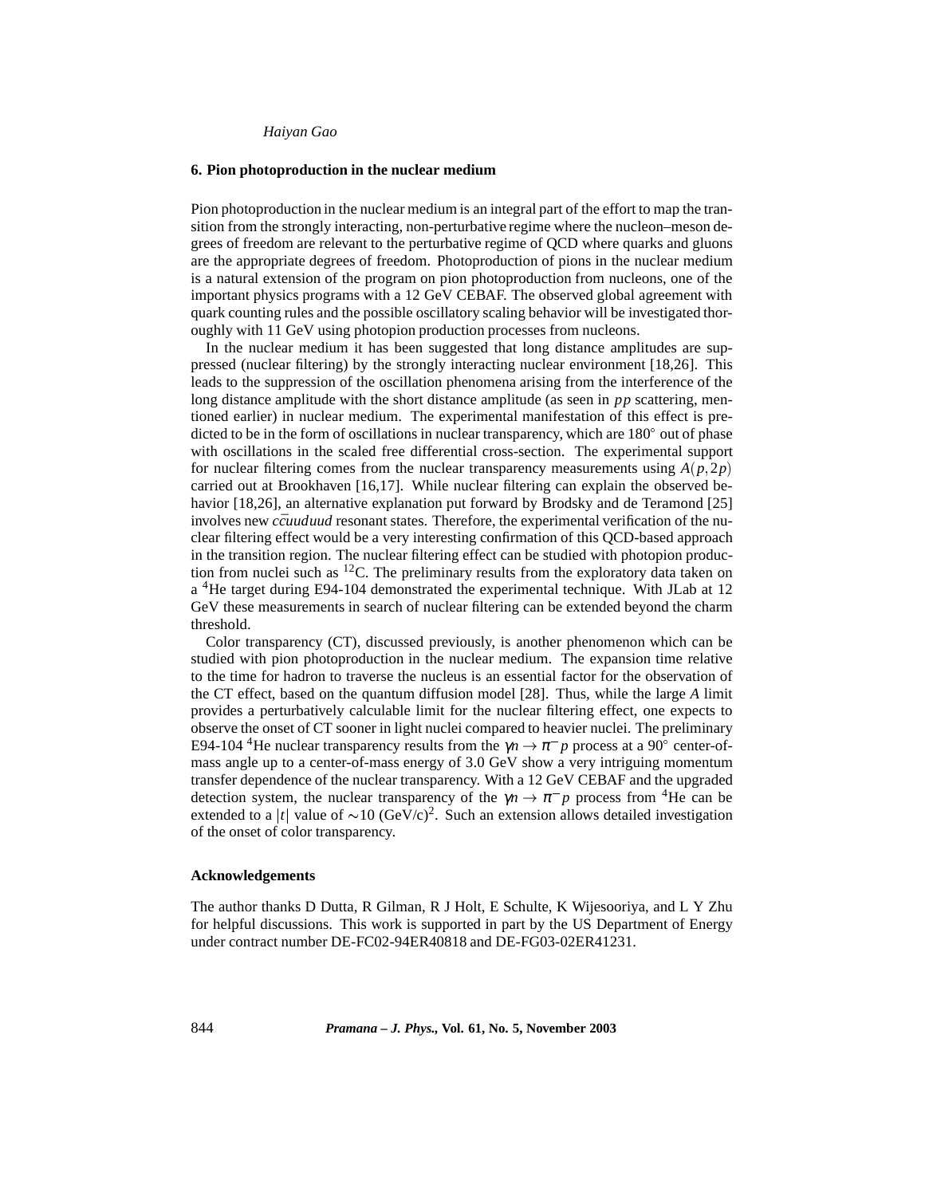## 6. Pion photoproduction in the nuclear medium

Pion photoproduction in the nuclear medium is an integral part of the effort to map the transition from the strongly interacting, non-perturbative regime where the nucleon–meson degrees of freedom are relevant to the perturbative regime of QCD where quarks and gluons are the appropriate degrees of freedom. Photoproduction of pions in the nuclear medium is a natural extension of the program on pion photoproduction from nucleons, one of the important physics programs with a 12 GeV CEBAF. The observed global agreement with quark counting rules and the possible oscillatory scaling behavior will be investigated thoroughly with 11 GeV using photopion production processes from nucleons.

In the nuclear medium it has been suggested that long distance amplitudes are suppressed (nuclear filtering) by the strongly interacting nuclear environment [18,26]. This leads to the suppression of the oscillation phenomena arising from the interference of the long distance amplitude with the short distance amplitude (as seen in $pp$ scattering, mentioned earlier) in nuclear medium. The experimental manifestation of this effect is predicted to be in the form of oscillations in nuclear transparency, which are $180^\circ$ out of phase with oscillations in the scaled free differential cross-section. The experimental support for nuclear filtering comes from the nuclear transparency measurements using $A(p,2p)$ carried out at Brookhaven [16,17]. While nuclear filtering can explain the observed behavior [18,26], an alternative explanation put forward by Brodsky and de Teramond [25] involves new $c\bar{c}uuduud$ resonant states. Therefore, the experimental verification of the nuclear filtering effect would be a very interesting confirmation of this QCD-based approach in the transition region. The nuclear filtering effect can be studied with photopion production from nuclei such as $^{12}$C. The preliminary results from the exploratory data taken on a $^{4}$He target during E94-104 demonstrated the experimental technique. With JLab at 12 GeV these measurements in search of nuclear filtering can be extended beyond the charm threshold.

Color transparency (CT), discussed previously, is another phenomenon which can be studied with pion photoproduction in the nuclear medium. The expansion time relative to the time for hadron to traverse the nucleus is an essential factor for the observation of the CT effect, based on the quantum diffusion model [28]. Thus, while the large $A$ limit provides a perturbatively calculable limit for the nuclear filtering effect, one expects to observe the onset of CT sooner in light nuclei compared to heavier nuclei. The preliminary E94-104 $^{4}$He nuclear transparency results from the $\gamma n \to \pi^- p$ process at a $90^\circ$ center-of-mass angle up to a center-of-mass energy of 3.0 GeV show a very intriguing momentum transfer dependence of the nuclear transparency. With a 12 GeV CEBAF and the upgraded detection system, the nuclear transparency of the $\gamma n \to \pi^- p$ process from $^{4}$He can be extended to a $|t|$ value of $\sim$10 (GeV/c)$^2$. Such an extension allows detailed investigation of the onset of color transparency.

### Acknowledgements

The author thanks D Dutta, R Gilman, R J Holt, E Schulte, K Wijesooriya, and L Y Zhu for helpful discussions. This work is supported in part by the US Department of Energy under contract number DE-FC02-94ER40818 and DE-FG03-02ER41231.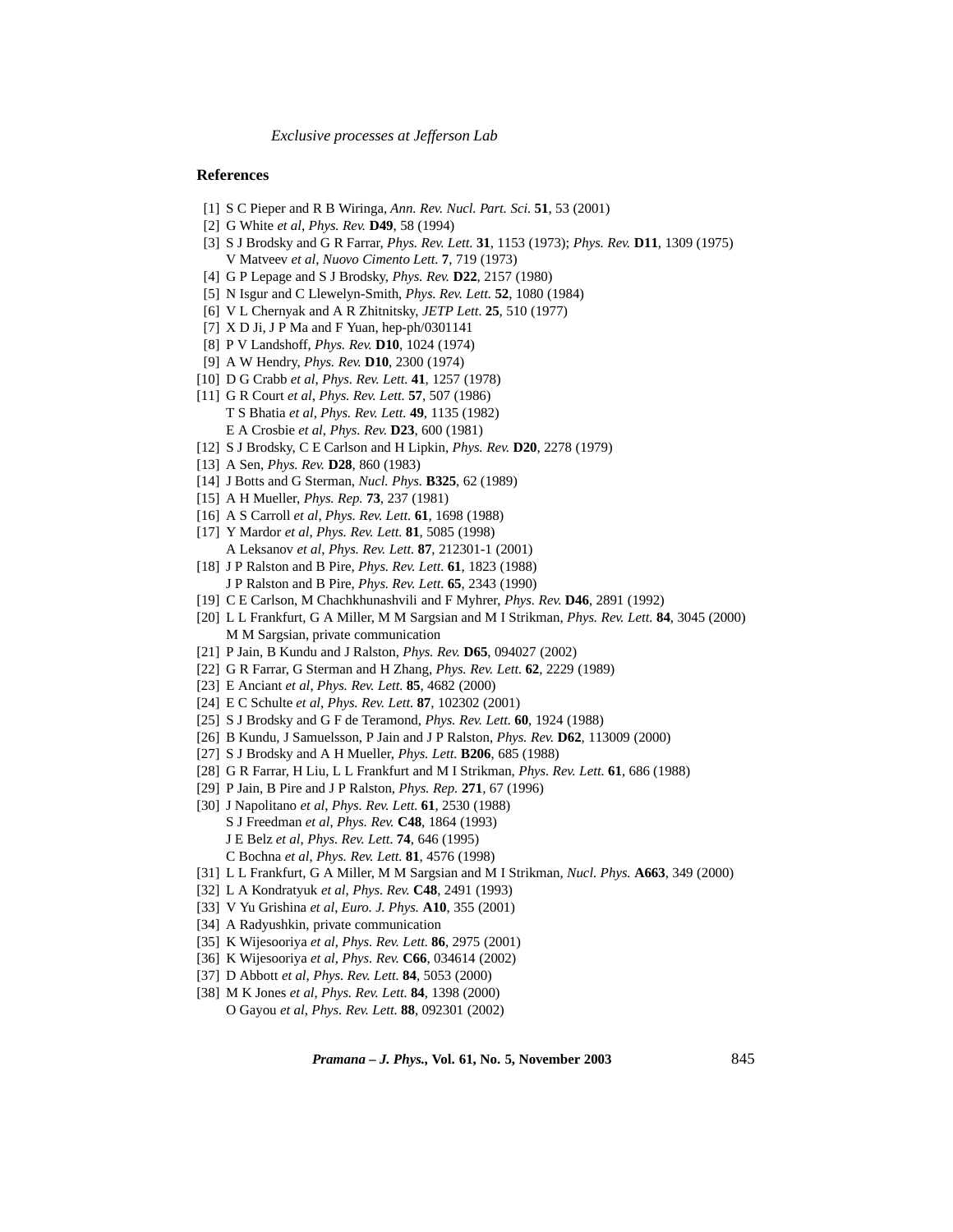## References

[1] S C Pieper and R B Wiringa, *Ann. Rev. Nucl. Part. Sci.* **51**, 53 (2001)
[2] G White *et al*, *Phys. Rev.* **D49**, 58 (1994)
[3] S J Brodsky and G R Farrar, *Phys. Rev. Lett.* **31**, 1153 (1973); *Phys. Rev.* **D11**, 1309 (1975)
V Matveev *et al*, *Nuovo Cimento Lett.* **7**, 719 (1973)
[4] G P Lepage and S J Brodsky, *Phys. Rev.* **D22**, 2157 (1980)
[5] N Isgur and C Llewelyn-Smith, *Phys. Rev. Lett.* **52**, 1080 (1984)
[6] V L Chernyak and A R Zhitnitsky, *JETP Lett.* **25**, 510 (1977)
[7] X D Ji, J P Ma and F Yuan, hep-ph/0301141
[8] P V Landshoff, *Phys. Rev.* **D10**, 1024 (1974)
[9] A W Hendry, *Phys. Rev.* **D10**, 2300 (1974)
[10] D G Crabb *et al*, *Phys. Rev. Lett.* **41**, 1257 (1978)
[11] G R Court *et al*, *Phys. Rev. Lett.* **57**, 507 (1986)
T S Bhatia *et al*, *Phys. Rev. Lett.* **49**, 1135 (1982)
E A Crosbie *et al*, *Phys. Rev.* **D23**, 600 (1981)
[12] S J Brodsky, C E Carlson and H Lipkin, *Phys. Rev.* **D20**, 2278 (1979)
[13] A Sen, *Phys. Rev.* **D28**, 860 (1983)
[14] J Botts and G Sterman, *Nucl. Phys.* **B325**, 62 (1989)
[15] A H Mueller, *Phys. Rep.* **73**, 237 (1981)
[16] A S Carroll *et al*, *Phys. Rev. Lett.* **61**, 1698 (1988)
[17] Y Mardor *et al*, *Phys. Rev. Lett.* **81**, 5085 (1998)
A Leksanov *et al*, *Phys. Rev. Lett.* **87**, 212301-1 (2001)
[18] J P Ralston and B Pire, *Phys. Rev. Lett.* **61**, 1823 (1988)
J P Ralston and B Pire, *Phys. Rev. Lett.* **65**, 2343 (1990)
[19] C E Carlson, M Chachkhunashvili and F Myhrer, *Phys. Rev.* **D46**, 2891 (1992)
[20] L L Frankfurt, G A Miller, M M Sargsian and M I Strikman, *Phys. Rev. Lett.* **84**, 3045 (2000)
M M Sargsian, private communication
[21] P Jain, B Kundu and J Ralston, *Phys. Rev.* **D65**, 094027 (2002)
[22] G R Farrar, G Sterman and H Zhang, *Phys. Rev. Lett.* **62**, 2229 (1989)
[23] E Anciant *et al*, *Phys. Rev. Lett.* **85**, 4682 (2000)
[24] E C Schulte *et al*, *Phys. Rev. Lett.* **87**, 102302 (2001)
[25] S J Brodsky and G F de Teramond, *Phys. Rev. Lett.* **60**, 1924 (1988)
[26] B Kundu, J Samuelsson, P Jain and J P Ralston, *Phys. Rev.* **D62**, 113009 (2000)
[27] S J Brodsky and A H Mueller, *Phys. Lett.* **B206**, 685 (1988)
[28] G R Farrar, H Liu, L L Frankfurt and M I Strikman, *Phys. Rev. Lett.* **61**, 686 (1988)
[29] P Jain, B Pire and J P Ralston, *Phys. Rep.* **271**, 67 (1996)
[30] J Napolitano *et al*, *Phys. Rev. Lett.* **61**, 2530 (1988)
S J Freedman *et al*, *Phys. Rev.* **C48**, 1864 (1993)
J E Belz *et al*, *Phys. Rev. Lett.* **74**, 646 (1995)
C Bochna *et al*, *Phys. Rev. Lett.* **81**, 4576 (1998)
[31] L L Frankfurt, G A Miller, M M Sargsian and M I Strikman, *Nucl. Phys.* **A663**, 349 (2000)
[32] L A Kondratyuk *et al*, *Phys. Rev.* **C48**, 2491 (1993)
[33] V Yu Grishina *et al*, *Euro. J. Phys.* **A10**, 355 (2001)
[34] A Radyushkin, private communication
[35] K Wijesooriya *et al*, *Phys. Rev. Lett.* **86**, 2975 (2001)
[36] K Wijesooriya *et al*, *Phys. Rev.* **C66**, 034614 (2002)
[37] D Abbott *et al*, *Phys. Rev. Lett.* **84**, 5053 (2000)
[38] M K Jones *et al*, *Phys. Rev. Lett.* **84**, 1398 (2000)
O Gayou *et al*, *Phys. Rev. Lett.* **88**, 092301 (2002)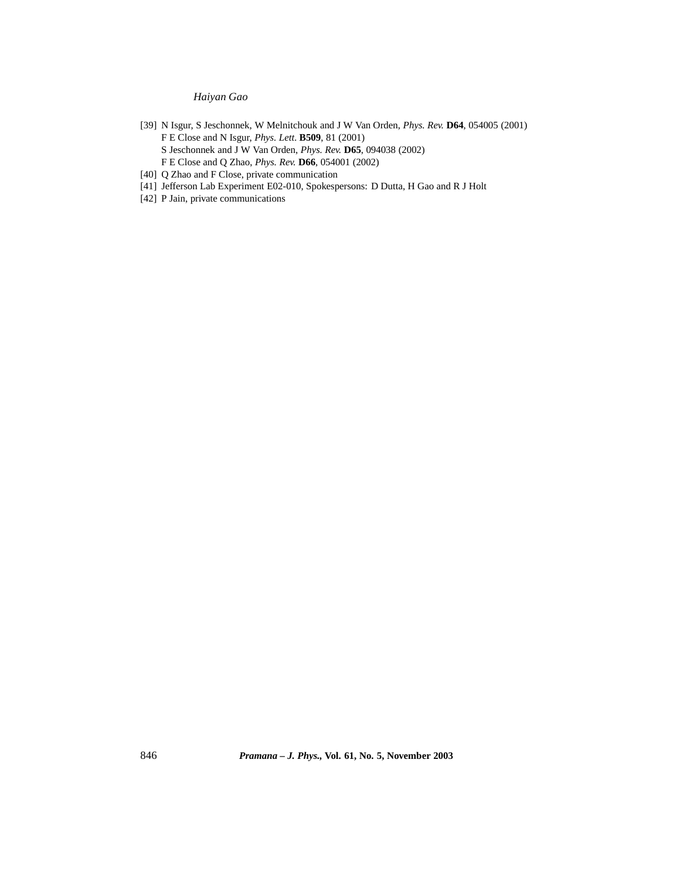[39] N Isgur, S Jeschonnek, W Melnitchouk and J W Van Orden, *Phys. Rev.* **D64**, 054005 (2001)
F E Close and N Isgur, *Phys. Lett.* **B509**, 81 (2001)
S Jeschonnek and J W Van Orden, *Phys. Rev.* **D65**, 094038 (2002)
F E Close and Q Zhao, *Phys. Rev.* **D66**, 054001 (2002)

[40] Q Zhao and F Close, private communication

[41] Jefferson Lab Experiment E02-010, Spokespersons: D Dutta, H Gao and R J Holt

[42] P Jain, private communications